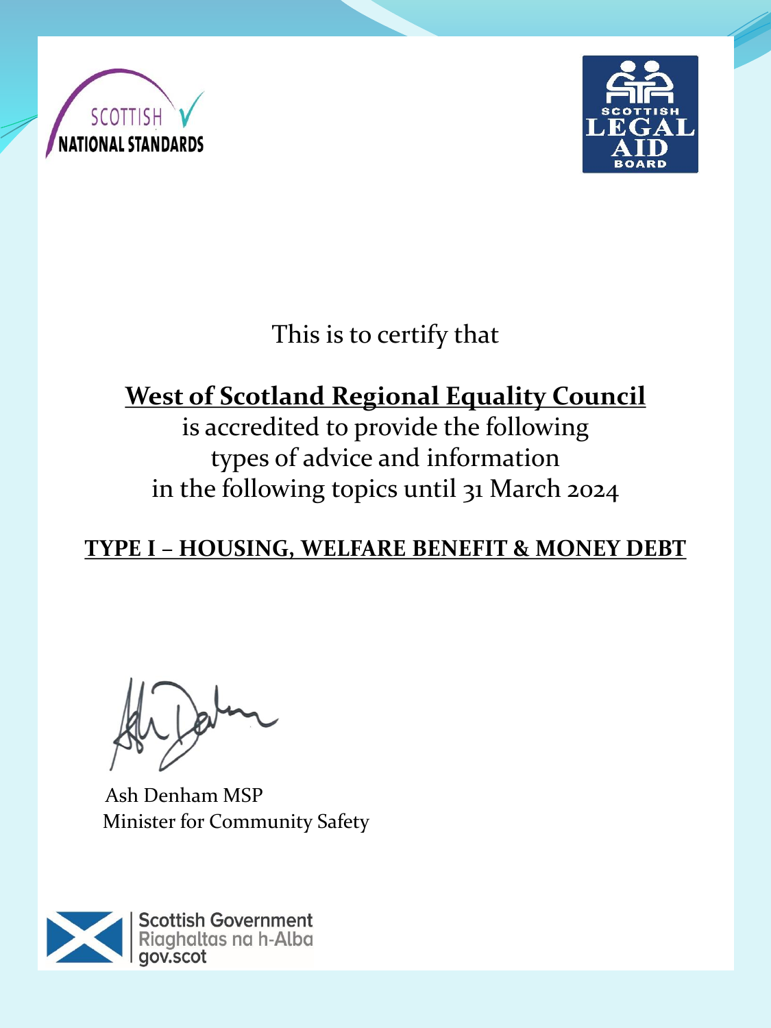SCOTTISH NATIONAL STANDARDS

SCOTTISH LEGAL AID BOARD

This is to certify that

**West of Scotland Regional Equality Council**

is accredited to provide the following types of advice and information in the following topics until 31 March 2024

**TYPE I – HOUSING, WELFARE BENEFIT & MONEY DEBT**

Ash Denham MSP
Minister for Community Safety

Scottish Government
Riaghaltas na h-Alba
gov.scot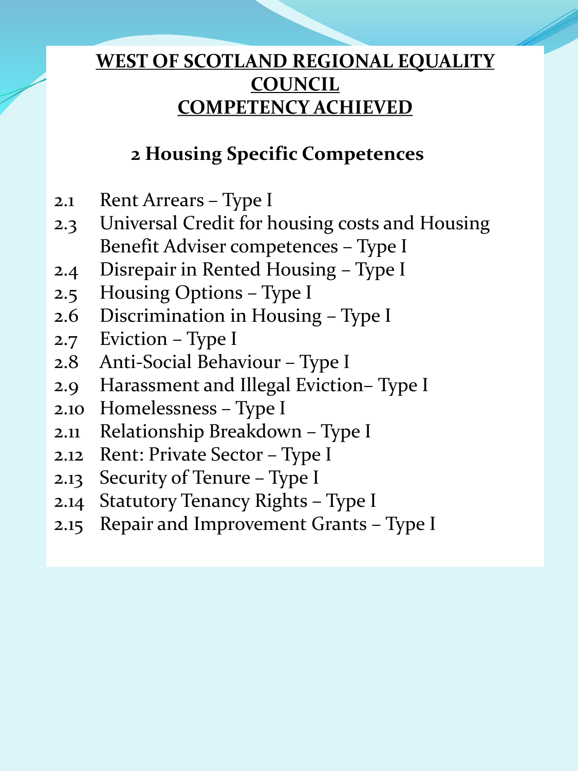# WEST OF SCOTLAND REGIONAL EQUALITY COUNCIL
# COMPETENCY ACHIEVED

## 2 Housing Specific Competences

- 2.1 Rent Arrears – Type I
- 2.3 Universal Credit for housing costs and Housing Benefit Adviser competences – Type I
- 2.4 Disrepair in Rented Housing – Type I
- 2.5 Housing Options – Type I
- 2.6 Discrimination in Housing – Type I
- 2.7 Eviction – Type I
- 2.8 Anti-Social Behaviour – Type I
- 2.9 Harassment and Illegal Eviction– Type I
- 2.10 Homelessness – Type I
- 2.11 Relationship Breakdown – Type I
- 2.12 Rent: Private Sector – Type I
- 2.13 Security of Tenure – Type I
- 2.14 Statutory Tenancy Rights – Type I
- 2.15 Repair and Improvement Grants – Type I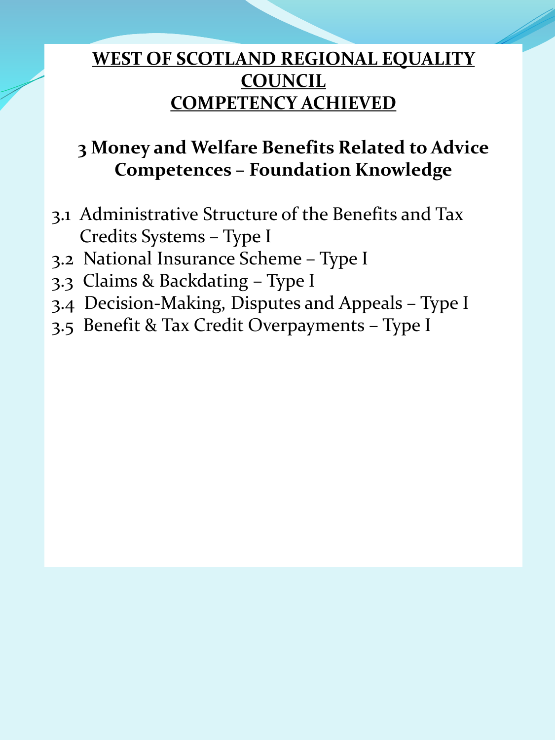# WEST OF SCOTLAND REGIONAL EQUALITY COUNCIL COMPETENCY ACHIEVED

## 3 Money and Welfare Benefits Related to Advice Competences – Foundation Knowledge

- 3.1 Administrative Structure of the Benefits and Tax Credits Systems – Type I
- 3.2 National Insurance Scheme – Type I
- 3.3 Claims & Backdating – Type I
- 3.4 Decision-Making, Disputes and Appeals – Type I
- 3.5 Benefit & Tax Credit Overpayments – Type I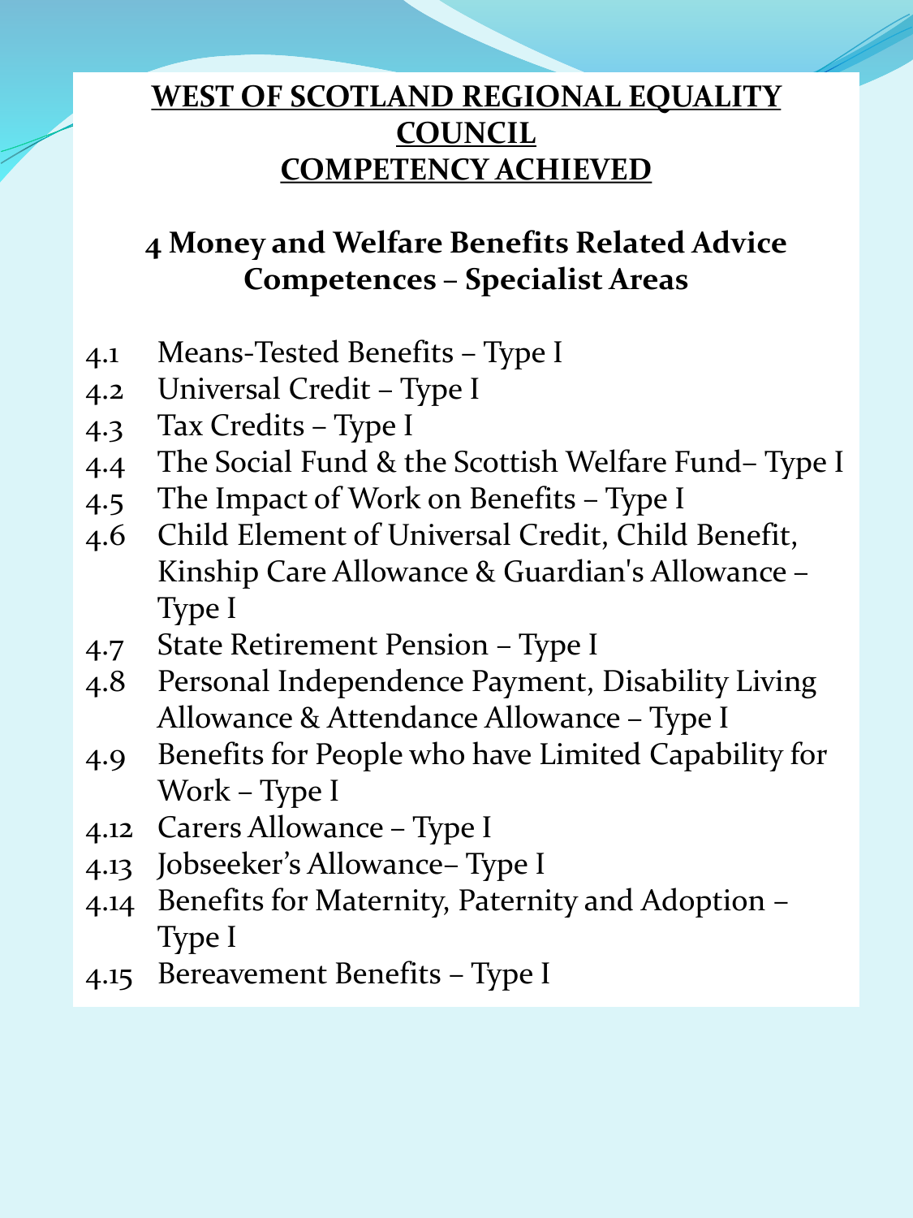# WEST OF SCOTLAND REGIONAL EQUALITY COUNCIL
# COMPETENCY ACHIEVED

## 4 Money and Welfare Benefits Related Advice Competences – Specialist Areas

- 4.1 Means-Tested Benefits – Type I
- 4.2 Universal Credit – Type I
- 4.3 Tax Credits – Type I
- 4.4 The Social Fund & the Scottish Welfare Fund– Type I
- 4.5 The Impact of Work on Benefits – Type I
- 4.6 Child Element of Universal Credit, Child Benefit, Kinship Care Allowance & Guardian's Allowance – Type I
- 4.7 State Retirement Pension – Type I
- 4.8 Personal Independence Payment, Disability Living Allowance & Attendance Allowance – Type I
- 4.9 Benefits for People who have Limited Capability for Work – Type I
- 4.12 Carers Allowance – Type I
- 4.13 Jobseeker's Allowance– Type I
- 4.14 Benefits for Maternity, Paternity and Adoption – Type I
- 4.15 Bereavement Benefits – Type I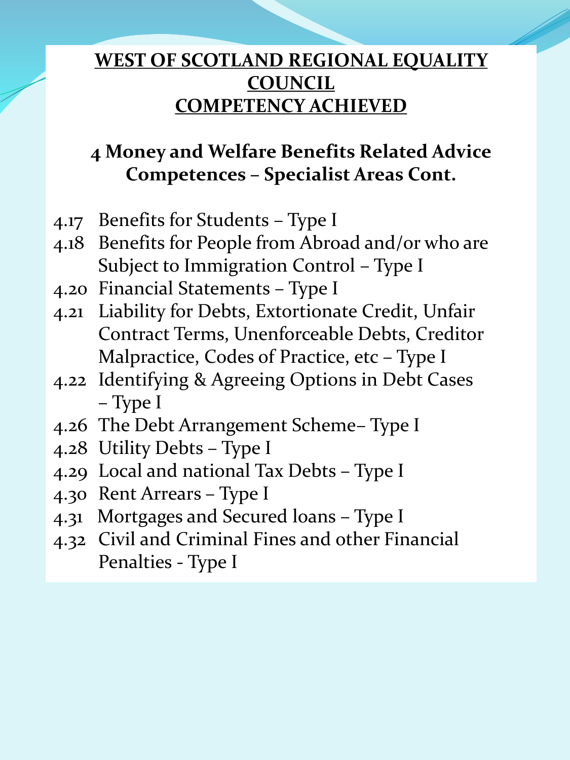# WEST OF SCOTLAND REGIONAL EQUALITY COUNCIL COMPETENCY ACHIEVED

## 4 Money and Welfare Benefits Related Advice Competences – Specialist Areas Cont.

- 4.17 Benefits for Students – Type I
- 4.18 Benefits for People from Abroad and/or who are Subject to Immigration Control – Type I
- 4.20 Financial Statements – Type I
- 4.21 Liability for Debts, Extortionate Credit, Unfair Contract Terms, Unenforceable Debts, Creditor Malpractice, Codes of Practice, etc – Type I
- 4.22 Identifying & Agreeing Options in Debt Cases – Type I
- 4.26 The Debt Arrangement Scheme– Type I
- 4.28 Utility Debts – Type I
- 4.29 Local and national Tax Debts – Type I
- 4.30 Rent Arrears – Type I
- 4.31 Mortgages and Secured loans – Type I
- 4.32 Civil and Criminal Fines and other Financial Penalties - Type I